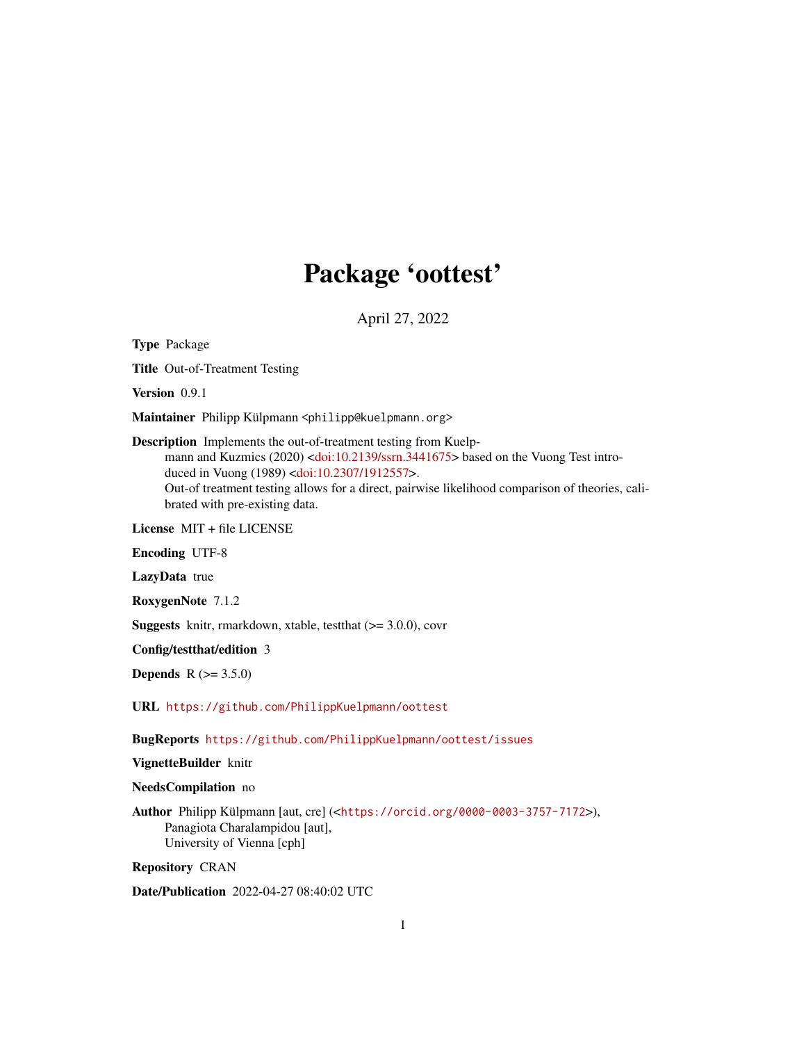# Package 'oottest'

April 27, 2022

**Type** Package

**Title** Out-of-Treatment Testing

**Version** 0.9.1

**Maintainer** Philipp Külpmann <philipp@kuelpmann.org>

**Description** Implements the out-of-treatment testing from Kuelpmann and Kuzmics (2020) <doi:10.2139/ssrn.3441675> based on the Vuong Test introduced in Vuong (1989) <doi:10.2307/1912557>.
Out-of treatment testing allows for a direct, pairwise likelihood comparison of theories, calibrated with pre-existing data.

**License** MIT + file LICENSE

**Encoding** UTF-8

**LazyData** true

**RoxygenNote** 7.1.2

**Suggests** knitr, rmarkdown, xtable, testthat (>= 3.0.0), covr

**Config/testthat/edition** 3

**Depends** R (>= 3.5.0)

**URL** https://github.com/PhilippKuelpmann/oottest

**BugReports** https://github.com/PhilippKuelpmann/oottest/issues

**VignetteBuilder** knitr

**NeedsCompilation** no

**Author** Philipp Külpmann [aut, cre] (<https://orcid.org/0000-0003-3757-7172>),
Panagiota Charalampidou [aut],
University of Vienna [cph]

**Repository** CRAN

**Date/Publication** 2022-04-27 08:40:02 UTC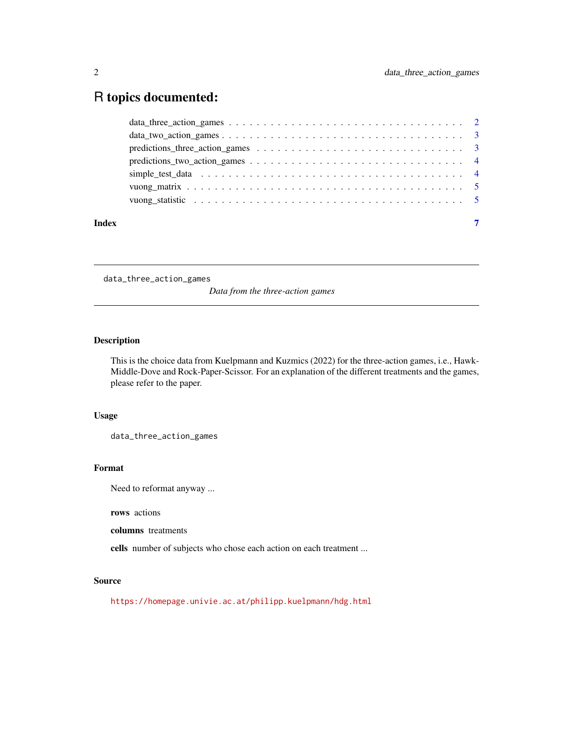# R topics documented:

| | |
|---|---|
| data_three_action_games | 2 |
| data_two_action_games | 3 |
| predictions_three_action_games | 3 |
| predictions_two_action_games | 4 |
| simple_test_data | 4 |
| vuong_matrix | 5 |
| vuong_statistic | 5 |

**Index** 7

---

`data_three_action_games` *Data from the three-action games*

---

## Description

This is the choice data from Kuelpmann and Kuzmics (2022) for the three-action games, i.e., Hawk-Middle-Dove and Rock-Paper-Scissor. For an explanation of the different treatments and the games, please refer to the paper.

## Usage

```
data_three_action_games
```

## Format

Need to reformat anyway ...

**rows** actions

**columns** treatments

**cells** number of subjects who chose each action on each treatment ...

## Source

https://homepage.univie.ac.at/philipp.kuelpmann/hdg.html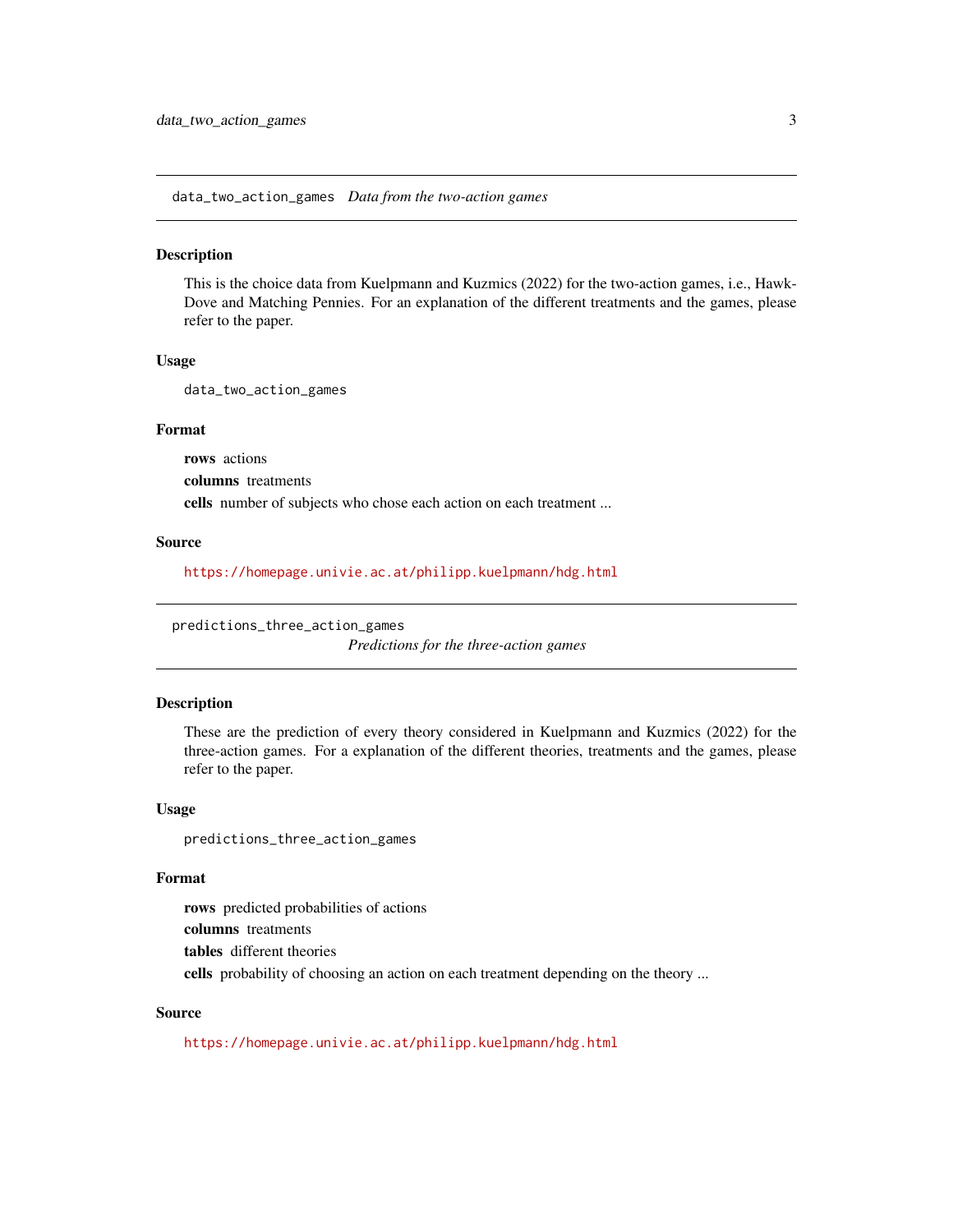## data_two_action_games *Data from the two-action games*

### Description

This is the choice data from Kuelpmann and Kuzmics (2022) for the two-action games, i.e., Hawk-Dove and Matching Pennies. For an explanation of the different treatments and the games, please refer to the paper.

### Usage

```
data_two_action_games
```

### Format

**rows** actions

**columns** treatments

**cells** number of subjects who chose each action on each treatment ...

### Source

https://homepage.univie.ac.at/philipp.kuelpmann/hdg.html

## predictions_three_action_games *Predictions for the three-action games*

### Description

These are the prediction of every theory considered in Kuelpmann and Kuzmics (2022) for the three-action games. For a explanation of the different theories, treatments and the games, please refer to the paper.

### Usage

```
predictions_three_action_games
```

### Format

**rows** predicted probabilities of actions

**columns** treatments

**tables** different theories

**cells** probability of choosing an action on each treatment depending on the theory ...

### Source

https://homepage.univie.ac.at/philipp.kuelpmann/hdg.html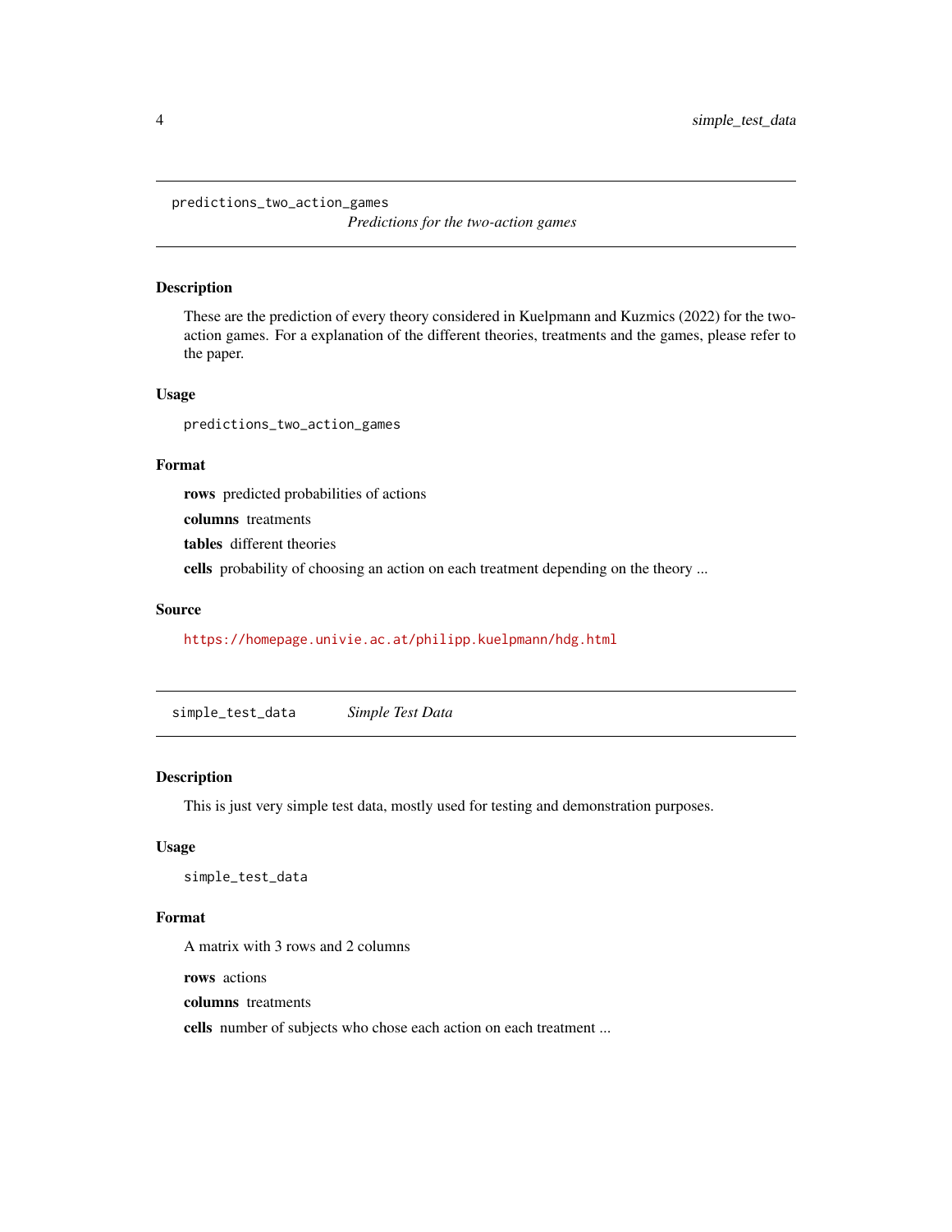## predictions_two_action_games

*Predictions for the two-action games*

### Description

These are the prediction of every theory considered in Kuelpmann and Kuzmics (2022) for the two-action games. For a explanation of the different theories, treatments and the games, please refer to the paper.

### Usage

```
predictions_two_action_games
```

### Format

**rows** predicted probabilities of actions

**columns** treatments

**tables** different theories

**cells** probability of choosing an action on each treatment depending on the theory ...

### Source

https://homepage.univie.ac.at/philipp.kuelpmann/hdg.html

## simple_test_data

*Simple Test Data*

### Description

This is just very simple test data, mostly used for testing and demonstration purposes.

### Usage

```
simple_test_data
```

### Format

A matrix with 3 rows and 2 columns

**rows** actions

**columns** treatments

**cells** number of subjects who chose each action on each treatment ...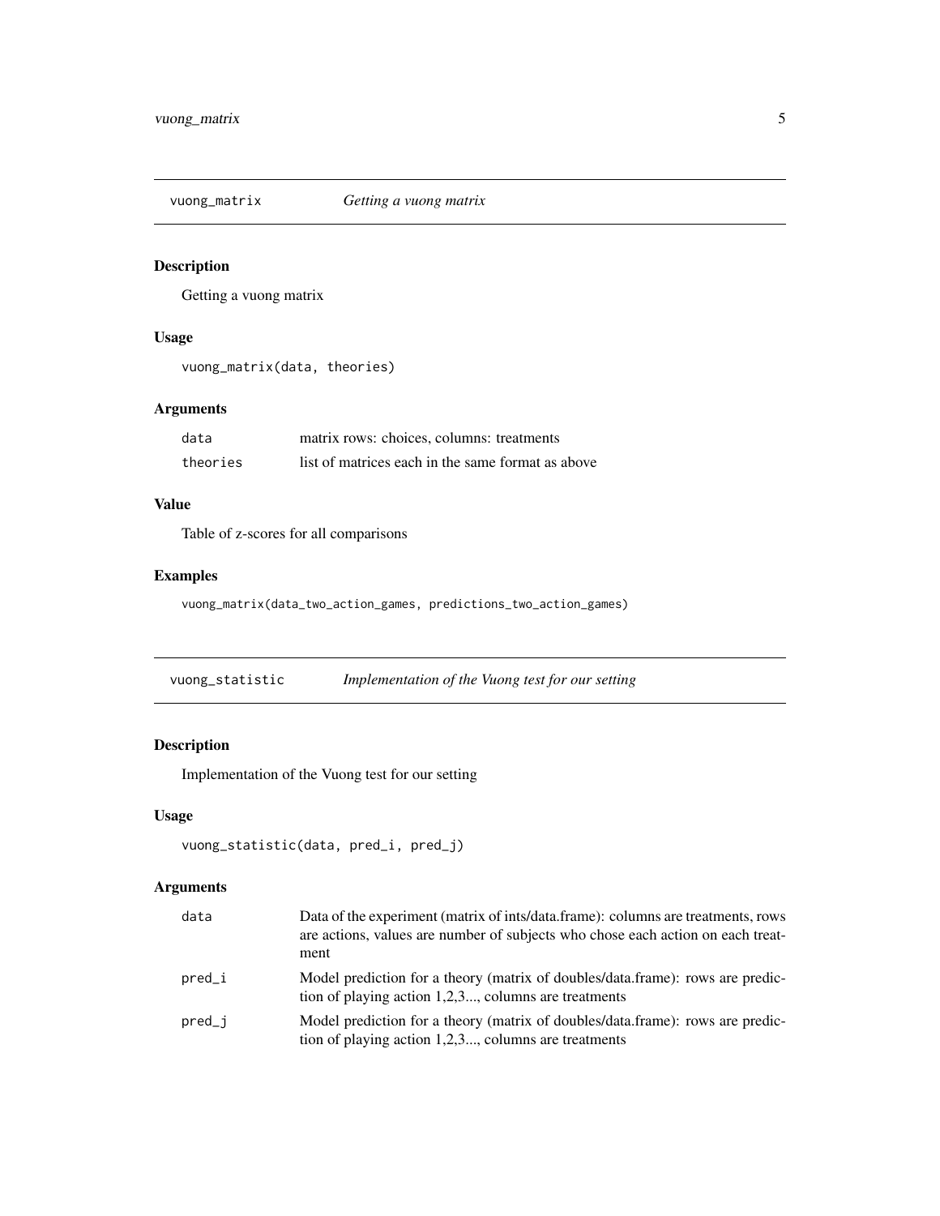## vuong_matrix — *Getting a vuong matrix*

### Description

Getting a vuong matrix

### Usage

```
vuong_matrix(data, theories)
```

### Arguments

| | |
|---|---|
| `data` | matrix rows: choices, columns: treatments |
| `theories` | list of matrices each in the same format as above |

### Value

Table of z-scores for all comparisons

### Examples

```
vuong_matrix(data_two_action_games, predictions_two_action_games)
```

## vuong_statistic — *Implementation of the Vuong test for our setting*

### Description

Implementation of the Vuong test for our setting

### Usage

```
vuong_statistic(data, pred_i, pred_j)
```

### Arguments

| | |
|---|---|
| `data` | Data of the experiment (matrix of ints/data.frame): columns are treatments, rows are actions, values are number of subjects who chose each action on each treatment |
| `pred_i` | Model prediction for a theory (matrix of doubles/data.frame): rows are prediction of playing action 1,2,3..., columns are treatments |
| `pred_j` | Model prediction for a theory (matrix of doubles/data.frame): rows are prediction of playing action 1,2,3..., columns are treatments |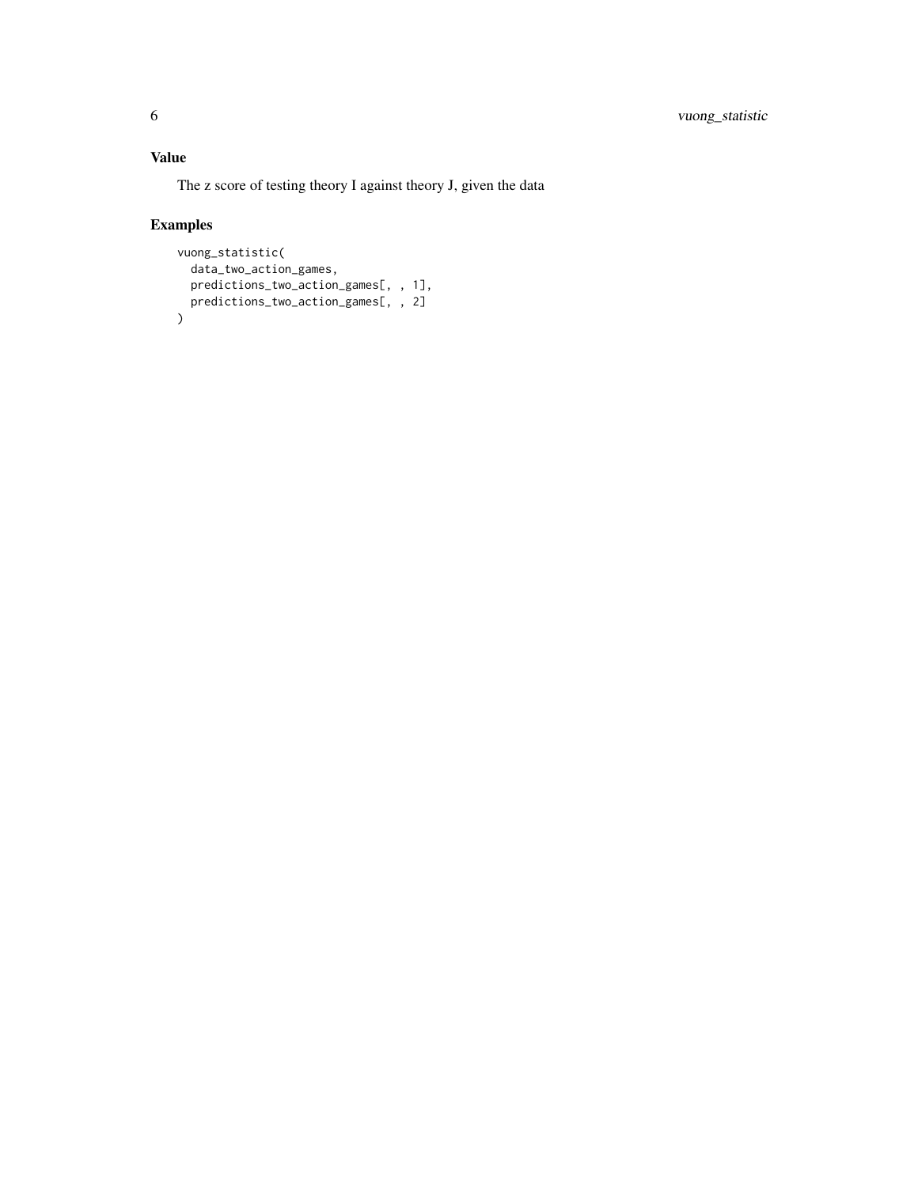## Value

The z score of testing theory I against theory J, given the data

## Examples

```
vuong_statistic(
  data_two_action_games,
  predictions_two_action_games[, , 1],
  predictions_two_action_games[, , 2]
)
```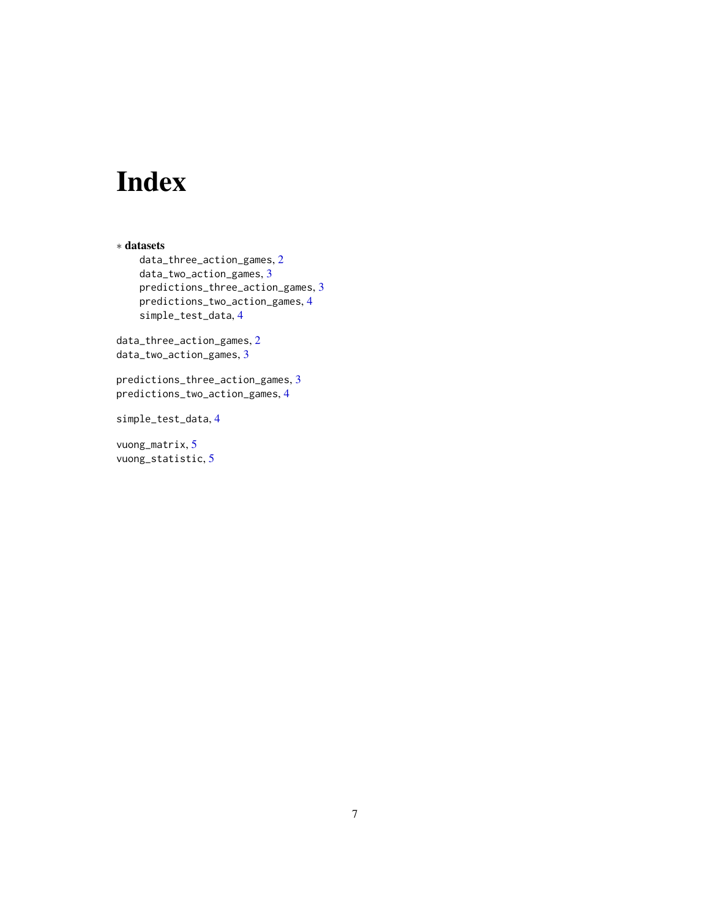# Index

* **datasets**
    - data_three_action_games, 2
    - data_two_action_games, 3
    - predictions_three_action_games, 3
    - predictions_two_action_games, 4
    - simple_test_data, 4

data_three_action_games, 2
data_two_action_games, 3

predictions_three_action_games, 3
predictions_two_action_games, 4

simple_test_data, 4

vuong_matrix, 5
vuong_statistic, 5